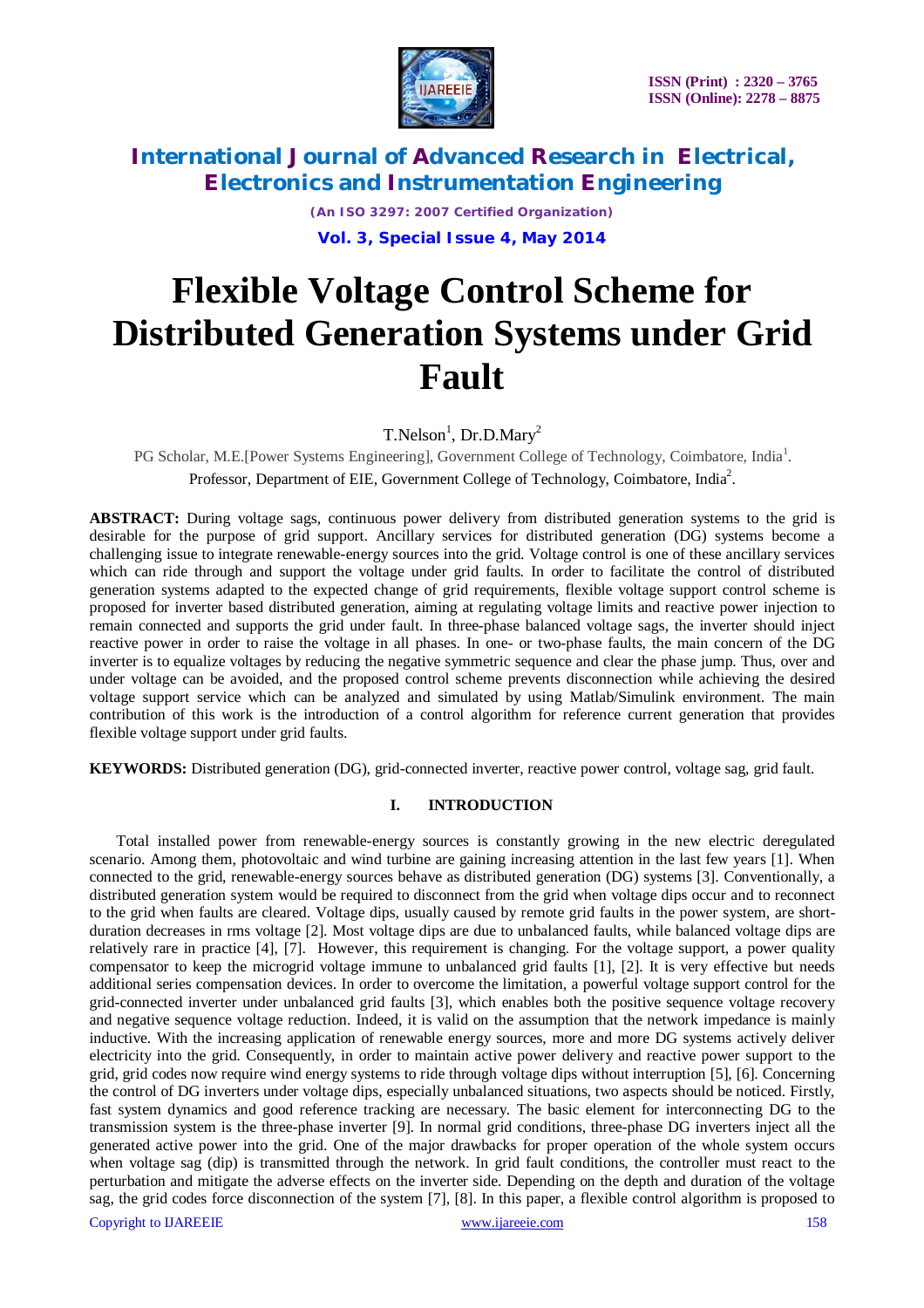# Flexible Voltage Control Scheme for Distributed Generation Systems under Grid Fault

T.Nelson[1], Dr.D.Mary[2]

PG Scholar, M.E.[Power Systems Engineering], Government College of Technology, Coimbatore, India[1].

Professor, Department of EIE, Government College of Technology, Coimbatore, India[2].

**ABSTRACT:** During voltage sags, continuous power delivery from distributed generation systems to the grid is desirable for the purpose of grid support. Ancillary services for distributed generation (DG) systems become a challenging issue to integrate renewable-energy sources into the grid. Voltage control is one of these ancillary services which can ride through and support the voltage under grid faults. In order to facilitate the control of distributed generation systems adapted to the expected change of grid requirements, flexible voltage support control scheme is proposed for inverter based distributed generation, aiming at regulating voltage limits and reactive power injection to remain connected and supports the grid under fault. In three-phase balanced voltage sags, the inverter should inject reactive power in order to raise the voltage in all phases. In one- or two-phase faults, the main concern of the DG inverter is to equalize voltages by reducing the negative symmetric sequence and clear the phase jump. Thus, over and under voltage can be avoided, and the proposed control scheme prevents disconnection while achieving the desired voltage support service which can be analyzed and simulated by using Matlab/Simulink environment. The main contribution of this work is the introduction of a control algorithm for reference current generation that provides flexible voltage support under grid faults.

**KEYWORDS:** Distributed generation (DG), grid-connected inverter, reactive power control, voltage sag, grid fault.

## I. INTRODUCTION

Total installed power from renewable-energy sources is constantly growing in the new electric deregulated scenario. Among them, photovoltaic and wind turbine are gaining increasing attention in the last few years [1]. When connected to the grid, renewable-energy sources behave as distributed generation (DG) systems [3]. Conventionally, a distributed generation system would be required to disconnect from the grid when voltage dips occur and to reconnect to the grid when faults are cleared. Voltage dips, usually caused by remote grid faults in the power system, are short-duration decreases in rms voltage [2]. Most voltage dips are due to unbalanced faults, while balanced voltage dips are relatively rare in practice [4], [7]. However, this requirement is changing. For the voltage support, a power quality compensator to keep the microgrid voltage immune to unbalanced grid faults [1], [2]. It is very effective but needs additional series compensation devices. In order to overcome the limitation, a powerful voltage support control for the grid-connected inverter under unbalanced grid faults [3], which enables both the positive sequence voltage recovery and negative sequence voltage reduction. Indeed, it is valid on the assumption that the network impedance is mainly inductive. With the increasing application of renewable energy sources, more and more DG systems actively deliver electricity into the grid. Consequently, in order to maintain active power delivery and reactive power support to the grid, grid codes now require wind energy systems to ride through voltage dips without interruption [5], [6]. Concerning the control of DG inverters under voltage dips, especially unbalanced situations, two aspects should be noticed. Firstly, fast system dynamics and good reference tracking are necessary. The basic element for interconnecting DG to the transmission system is the three-phase inverter [9]. In normal grid conditions, three-phase DG inverters inject all the generated active power into the grid. One of the major drawbacks for proper operation of the whole system occurs when voltage sag (dip) is transmitted through the network. In grid fault conditions, the controller must react to the perturbation and mitigate the adverse effects on the inverter side. Depending on the depth and duration of the voltage sag, the grid codes force disconnection of the system [7], [8]. In this paper, a flexible control algorithm is proposed to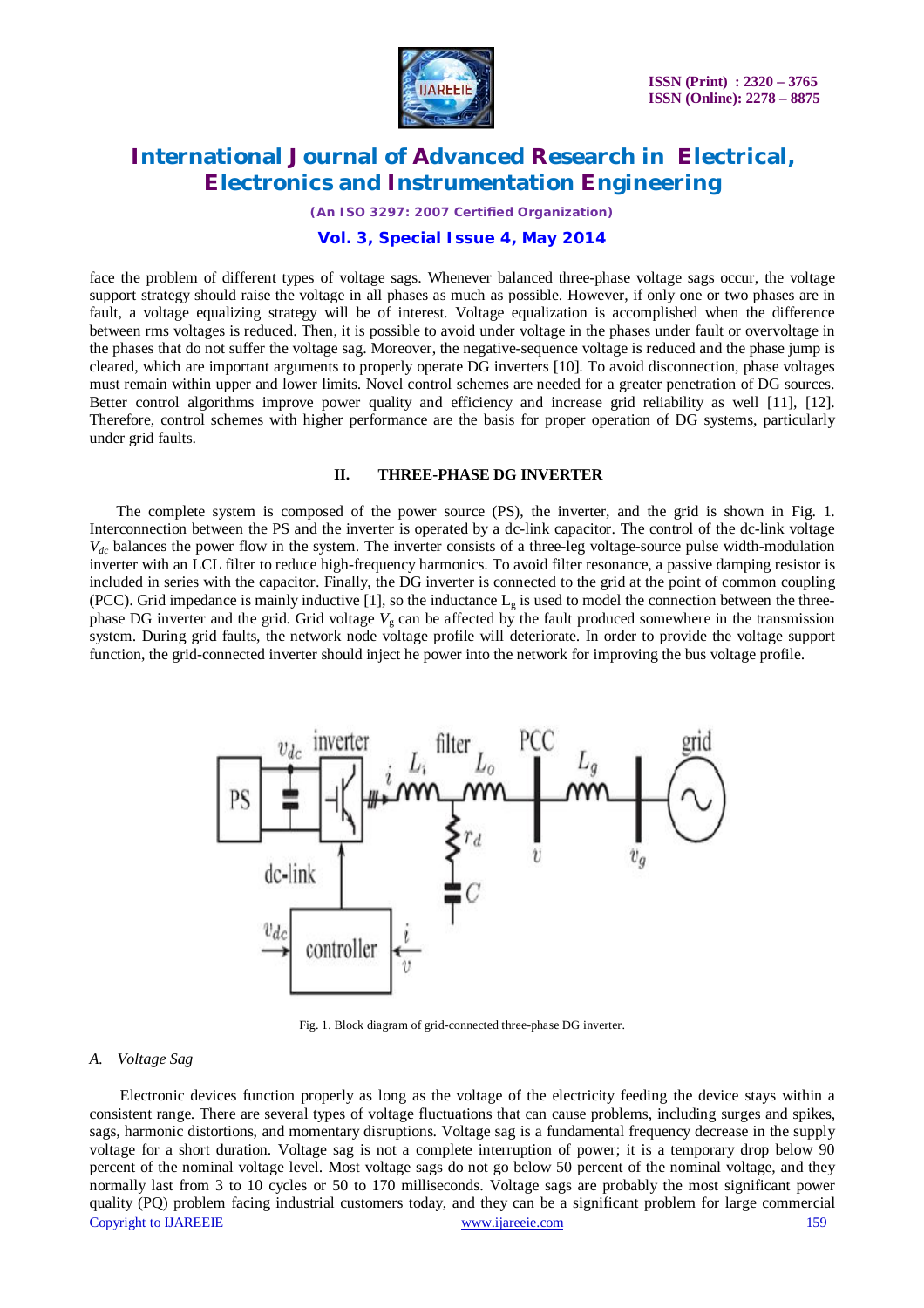face the problem of different types of voltage sags. Whenever balanced three-phase voltage sags occur, the voltage support strategy should raise the voltage in all phases as much as possible. However, if only one or two phases are in fault, a voltage equalizing strategy will be of interest. Voltage equalization is accomplished when the difference between rms voltages is reduced. Then, it is possible to avoid under voltage in the phases under fault or overvoltage in the phases that do not suffer the voltage sag. Moreover, the negative-sequence voltage is reduced and the phase jump is cleared, which are important arguments to properly operate DG inverters [10]. To avoid disconnection, phase voltages must remain within upper and lower limits. Novel control schemes are needed for a greater penetration of DG sources. Better control algorithms improve power quality and efficiency and increase grid reliability as well [11], [12]. Therefore, control schemes with higher performance are the basis for proper operation of DG systems, particularly under grid faults.

## II. THREE-PHASE DG INVERTER

The complete system is composed of the power source (PS), the inverter, and the grid is shown in Fig. 1. Interconnection between the PS and the inverter is operated by a dc-link capacitor. The control of the dc-link voltage $V_{dc}$ balances the power flow in the system. The inverter consists of a three-leg voltage-source pulse width-modulation inverter with an LCL filter to reduce high-frequency harmonics. To avoid filter resonance, a passive damping resistor is included in series with the capacitor. Finally, the DG inverter is connected to the grid at the point of common coupling (PCC). Grid impedance is mainly inductive [1], so the inductance $L_g$ is used to model the connection between the three-phase DG inverter and the grid. Grid voltage $V_g$ can be affected by the fault produced somewhere in the transmission system. During grid faults, the network node voltage profile will deteriorate. In order to provide the voltage support function, the grid-connected inverter should inject he power into the network for improving the bus voltage profile.

Fig. 1. Block diagram of grid-connected three-phase DG inverter.

### A. Voltage Sag

Electronic devices function properly as long as the voltage of the electricity feeding the device stays within a consistent range. There are several types of voltage fluctuations that can cause problems, including surges and spikes, sags, harmonic distortions, and momentary disruptions. Voltage sag is a fundamental frequency decrease in the supply voltage for a short duration. Voltage sag is not a complete interruption of power; it is a temporary drop below 90 percent of the nominal voltage level. Most voltage sags do not go below 50 percent of the nominal voltage, and they normally last from 3 to 10 cycles or 50 to 170 milliseconds. Voltage sags are probably the most significant power quality (PQ) problem facing industrial customers today, and they can be a significant problem for large commercial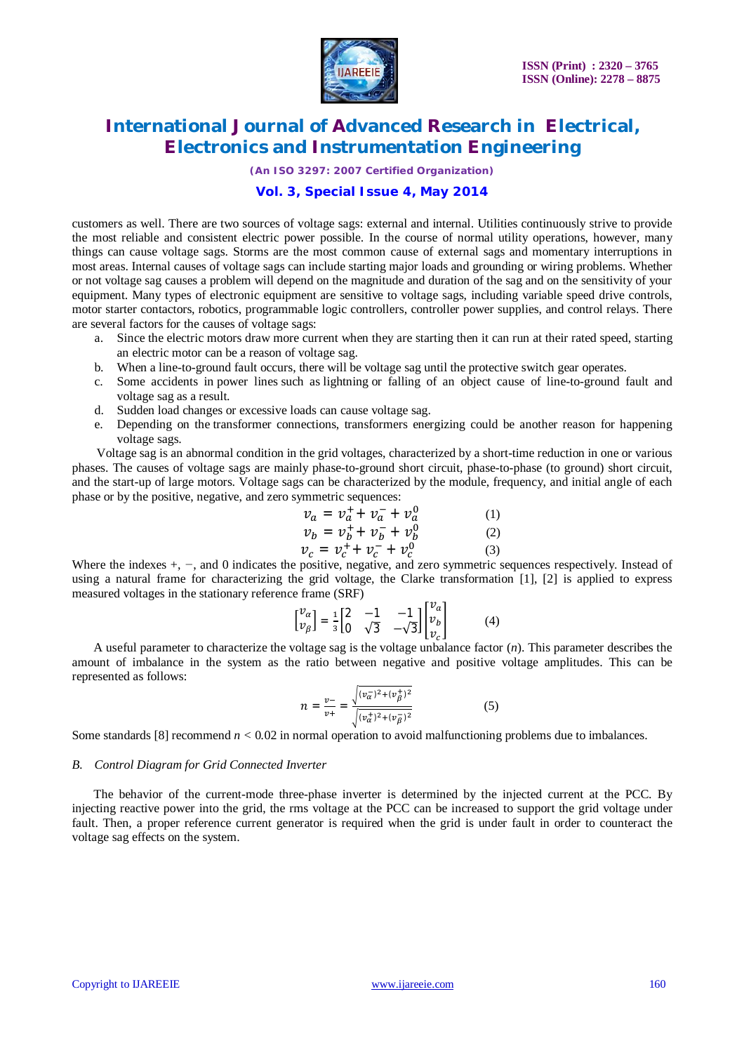customers as well. There are two sources of voltage sags: external and internal. Utilities continuously strive to provide the most reliable and consistent electric power possible. In the course of normal utility operations, however, many things can cause voltage sags. Storms are the most common cause of external sags and momentary interruptions in most areas. Internal causes of voltage sags can include starting major loads and grounding or wiring problems. Whether or not voltage sag causes a problem will depend on the magnitude and duration of the sag and on the sensitivity of your equipment. Many types of electronic equipment are sensitive to voltage sags, including variable speed drive controls, motor starter contactors, robotics, programmable logic controllers, controller power supplies, and control relays. There are several factors for the causes of voltage sags:

a. Since the electric motors draw more current when they are starting then it can run at their rated speed, starting an electric motor can be a reason of voltage sag.
b. When a line-to-ground fault occurs, there will be voltage sag until the protective switch gear operates.
c. Some accidents in power lines such as lightning or falling of an object cause of line-to-ground fault and voltage sag as a result.
d. Sudden load changes or excessive loads can cause voltage sag.
e. Depending on the transformer connections, transformers energizing could be another reason for happening voltage sags.

Voltage sag is an abnormal condition in the grid voltages, characterized by a short-time reduction in one or various phases. The causes of voltage sags are mainly phase-to-ground short circuit, phase-to-phase (to ground) short circuit, and the start-up of large motors. Voltage sags can be characterized by the module, frequency, and initial angle of each phase or by the positive, negative, and zero symmetric sequences:

$$v_a = v_a^+ + v_a^- + v_a^0 \qquad (1)$$

$$v_b = v_b^+ + v_b^- + v_b^0 \qquad (2)$$

$$v_c = v_c^+ + v_c^- + v_c^0 \qquad (3)$$

Where the indexes +, −, and 0 indicates the positive, negative, and zero symmetric sequences respectively. Instead of using a natural frame for characterizing the grid voltage, the Clarke transformation [1], [2] is applied to express measured voltages in the stationary reference frame (SRF)

$$\begin{bmatrix} v_\alpha \\ v_\beta \end{bmatrix} = \frac{1}{3}\begin{bmatrix} 2 & -1 & -1 \\ 0 & \sqrt{3} & -\sqrt{3} \end{bmatrix}\begin{bmatrix} v_a \\ v_b \\ v_c \end{bmatrix} \qquad (4)$$

A useful parameter to characterize the voltage sag is the voltage unbalance factor ($n$). This parameter describes the amount of imbalance in the system as the ratio between negative and positive voltage amplitudes. This can be represented as follows:

$$n = \frac{v-}{v+} = \frac{\sqrt{(v_\alpha^-)^2 + (v_\beta^+)^2}}{\sqrt{(v_\alpha^+)^2 + (v_\beta^-)^2}} \qquad (5)$$

Some standards [8] recommend $n < 0.02$ in normal operation to avoid malfunctioning problems due to imbalances.

### *B. Control Diagram for Grid Connected Inverter*

The behavior of the current-mode three-phase inverter is determined by the injected current at the PCC. By injecting reactive power into the grid, the rms voltage at the PCC can be increased to support the grid voltage under fault. Then, a proper reference current generator is required when the grid is under fault in order to counteract the voltage sag effects on the system.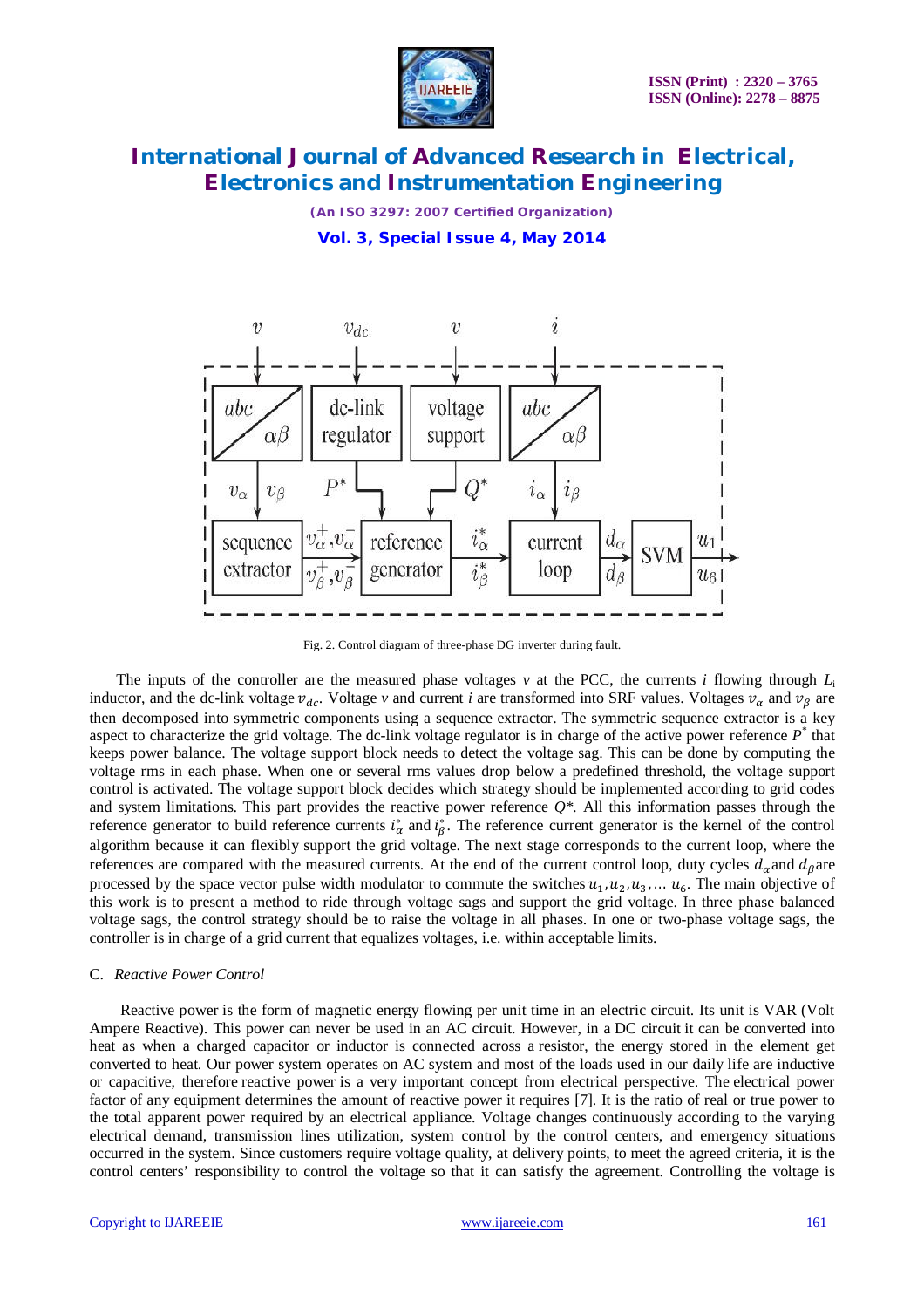Fig. 2. Control diagram of three-phase DG inverter during fault.

The inputs of the controller are the measured phase voltages *v* at the PCC, the currents *i* flowing through $L_i$ inductor, and the dc-link voltage $v_{dc}$. Voltage *v* and current *i* are transformed into SRF values. Voltages $v_\alpha$ and $v_\beta$ are then decomposed into symmetric components using a sequence extractor. The symmetric sequence extractor is a key aspect to characterize the grid voltage. The dc-link voltage regulator is in charge of the active power reference $P^*$ that keeps power balance. The voltage support block needs to detect the voltage sag. This can be done by computing the voltage rms in each phase. When one or several rms values drop below a predefined threshold, the voltage support control is activated. The voltage support block decides which strategy should be implemented according to grid codes and system limitations. This part provides the reactive power reference $Q$*. All this information passes through the reference generator to build reference currents $i_\alpha^*$ and $i_\beta^*$. The reference current generator is the kernel of the control algorithm because it can flexibly support the grid voltage. The next stage corresponds to the current loop, where the references are compared with the measured currents. At the end of the current control loop, duty cycles $d_\alpha$ and $d_\beta$ are processed by the space vector pulse width modulator to commute the switches $u_1, u_2, u_3, \ldots u_6$. The main objective of this work is to present a method to ride through voltage sags and support the grid voltage. In three phase balanced voltage sags, the control strategy should be to raise the voltage in all phases. In one or two-phase voltage sags, the controller is in charge of a grid current that equalizes voltages, i.e. within acceptable limits.

### C. *Reactive Power Control*

Reactive power is the form of magnetic energy flowing per unit time in an electric circuit. Its unit is VAR (Volt Ampere Reactive). This power can never be used in an AC circuit. However, in a DC circuit it can be converted into heat as when a charged capacitor or inductor is connected across a resistor, the energy stored in the element get converted to heat. Our power system operates on AC system and most of the loads used in our daily life are inductive or capacitive, therefore reactive power is a very important concept from electrical perspective. The electrical power factor of any equipment determines the amount of reactive power it requires [7]. It is the ratio of real or true power to the total apparent power required by an electrical appliance. Voltage changes continuously according to the varying electrical demand, transmission lines utilization, system control by the control centers, and emergency situations occurred in the system. Since customers require voltage quality, at delivery points, to meet the agreed criteria, it is the control centers' responsibility to control the voltage so that it can satisfy the agreement. Controlling the voltage is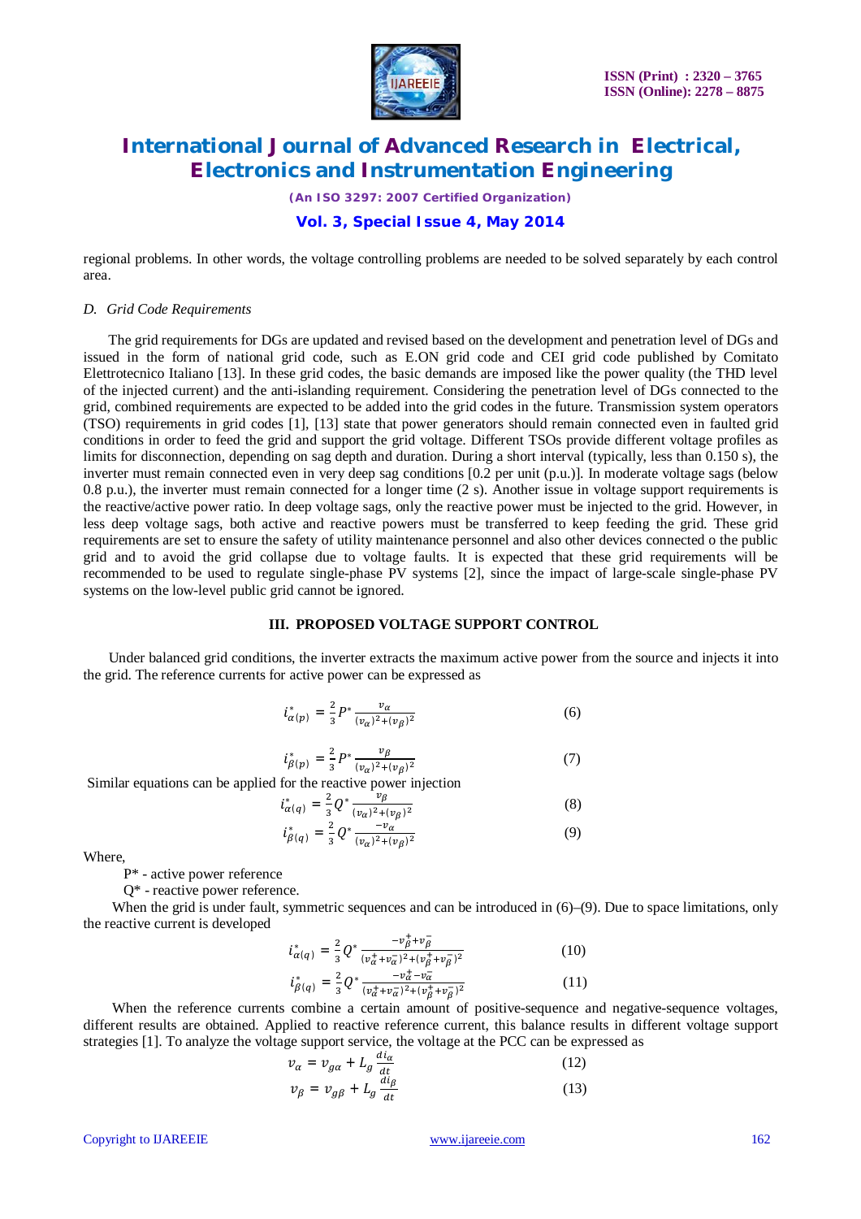regional problems. In other words, the voltage controlling problems are needed to be solved separately by each control area.

### *D. Grid Code Requirements*

The grid requirements for DGs are updated and revised based on the development and penetration level of DGs and issued in the form of national grid code, such as E.ON grid code and CEI grid code published by Comitato Elettrotecnico Italiano [13]. In these grid codes, the basic demands are imposed like the power quality (the THD level of the injected current) and the anti-islanding requirement. Considering the penetration level of DGs connected to the grid, combined requirements are expected to be added into the grid codes in the future. Transmission system operators (TSO) requirements in grid codes [1], [13] state that power generators should remain connected even in faulted grid conditions in order to feed the grid and support the grid voltage. Different TSOs provide different voltage profiles as limits for disconnection, depending on sag depth and duration. During a short interval (typically, less than 0.150 s), the inverter must remain connected even in very deep sag conditions [0.2 per unit (p.u.)]. In moderate voltage sags (below 0.8 p.u.), the inverter must remain connected for a longer time (2 s). Another issue in voltage support requirements is the reactive/active power ratio. In deep voltage sags, only the reactive power must be injected to the grid. However, in less deep voltage sags, both active and reactive powers must be transferred to keep feeding the grid. These grid requirements are set to ensure the safety of utility maintenance personnel and also other devices connected o the public grid and to avoid the grid collapse due to voltage faults. It is expected that these grid requirements will be recommended to be used to regulate single-phase PV systems [2], since the impact of large-scale single-phase PV systems on the low-level public grid cannot be ignored.

## III. PROPOSED VOLTAGE SUPPORT CONTROL

Under balanced grid conditions, the inverter extracts the maximum active power from the source and injects it into the grid. The reference currents for active power can be expressed as

$$i^*_{\alpha(p)} = \frac{2}{3} P^* \frac{v_\alpha}{(v_\alpha)^2 + (v_\beta)^2} \tag{6}$$

$$i^*_{\beta(p)} = \frac{2}{3} P^* \frac{v_\beta}{(v_\alpha)^2 + (v_\beta)^2} \tag{7}$$

Similar equations can be applied for the reactive power injection

$$i^*_{\alpha(q)} = \frac{2}{3} Q^* \frac{v_\beta}{(v_\alpha)^2 + (v_\beta)^2} \tag{8}$$

$$i^*_{\beta(q)} = \frac{2}{3} Q^* \frac{-v_\alpha}{(v_\alpha)^2 + (v_\beta)^2} \tag{9}$$

Where,

P* - active power reference

Q* - reactive power reference.

When the grid is under fault, symmetric sequences and can be introduced in (6)–(9). Due to space limitations, only the reactive current is developed

$$i^*_{\alpha(q)} = \frac{2}{3} Q^* \frac{-v^+_\beta + v^-_\beta}{(v^+_\alpha + v^-_\alpha)^2 + (v^+_\beta + v^-_\beta)^2} \tag{10}$$

$$i^*_{\beta(q)} = \frac{2}{3} Q^* \frac{-v^+_\alpha - v^-_\alpha}{(v^+_\alpha + v^-_\alpha)^2 + (v^+_\beta + v^-_\beta)^2} \tag{11}$$

When the reference currents combine a certain amount of positive-sequence and negative-sequence voltages, different results are obtained. Applied to reactive reference current, this balance results in different voltage support strategies [1]. To analyze the voltage support service, the voltage at the PCC can be expressed as

$$v_\alpha = v_{g\alpha} + L_g \frac{di_\alpha}{dt} \tag{12}$$

$$v_\beta = v_{g\beta} + L_g \frac{di_\beta}{dt} \tag{13}$$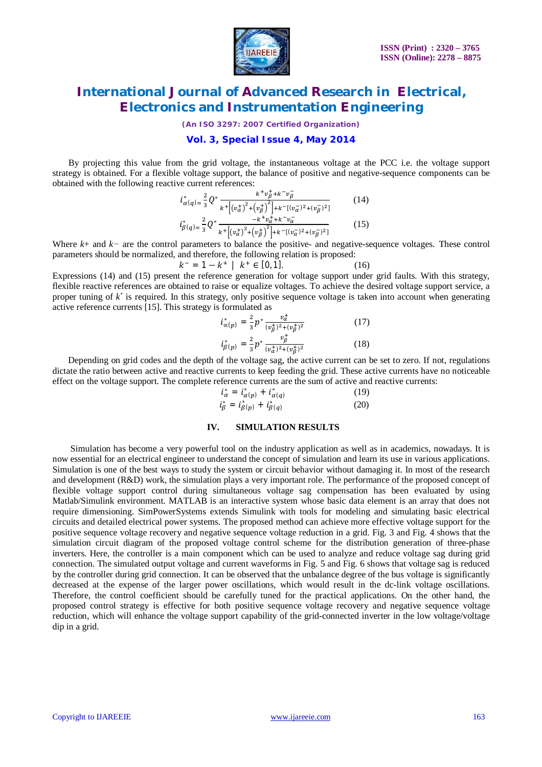By projecting this value from the grid voltage, the instantaneous voltage at the PCC i.e. the voltage support strategy is obtained. For a flexible voltage support, the balance of positive and negative-sequence components can be obtained with the following reactive current references:

$$i^{*}_{\alpha(q)} = \frac{2}{3} Q^{*} \frac{k^{+} v^{+}_{\beta} + k^{-} v^{-}_{\beta}}{k^{+}\left[(v^{+}_{\alpha})^{2} + (v^{+}_{\beta})^{2}\right] + k^{-}[(v^{-}_{\alpha})^{2} + (v^{-}_{\beta})^{2}]} \quad (14)$$

$$i^{*}_{\beta(q)} = \frac{2}{3} Q^{*} \frac{-k^{+} v^{+}_{\alpha} + k^{-} v^{-}_{\alpha}}{k^{+}\left[(v^{+}_{\alpha})^{2} + (v^{+}_{\beta})^{2}\right] + k^{-}[(v^{-}_{\alpha})^{2} + (v^{-}_{\beta})^{2}]} \quad (15)$$

Where $k+$ and $k-$ are the control parameters to balance the positive- and negative-sequence voltages. These control parameters should be normalized, and therefore, the following relation is proposed:

$$k^{-} = 1 - k^{+} \mid k^{+} \in [0,1]. \quad (16)$$

Expressions (14) and (15) present the reference generation for voltage support under grid faults. With this strategy, flexible reactive references are obtained to raise or equalize voltages. To achieve the desired voltage support service, a proper tuning of $k^{+}$ is required. In this strategy, only positive sequence voltage is taken into account when generating active reference currents [15]. This strategy is formulated as

$$i^{*}_{\alpha(p)} = \frac{2}{3} p^{*} \frac{v^{+}_{\alpha}}{(v^{+}_{\beta})^{2} + (v^{+}_{\beta})^{2}} \quad (17)$$

$$i^{*}_{\beta(p)} = \frac{2}{3} p^{*} \frac{v^{+}_{\beta}}{(v^{+}_{\alpha})^{2} + (v^{+}_{\beta})^{2}} \quad (18)$$

Depending on grid codes and the depth of the voltage sag, the active current can be set to zero. If not, regulations dictate the ratio between active and reactive currents to keep feeding the grid. These active currents have no noticeable effect on the voltage support. The complete reference currents are the sum of active and reactive currents:

$$i^{*}_{\alpha} = i^{*}_{\alpha(p)} + i^{*}_{\alpha(q)} \quad (19)$$

$$i^{*}_{\beta} = i^{*}_{\beta(p)} + i^{*}_{\beta(q)} \quad (20)$$

## IV. SIMULATION RESULTS

Simulation has become a very powerful tool on the industry application as well as in academics, nowadays. It is now essential for an electrical engineer to understand the concept of simulation and learn its use in various applications. Simulation is one of the best ways to study the system or circuit behavior without damaging it. In most of the research and development (R&D) work, the simulation plays a very important role. The performance of the proposed concept of flexible voltage support control during simultaneous voltage sag compensation has been evaluated by using Matlab/Simulink environment. MATLAB is an interactive system whose basic data element is an array that does not require dimensioning. SimPowerSystems extends Simulink with tools for modeling and simulating basic electrical circuits and detailed electrical power systems. The proposed method can achieve more effective voltage support for the positive sequence voltage recovery and negative sequence voltage reduction in a grid. Fig. 3 and Fig. 4 shows that the simulation circuit diagram of the proposed voltage control scheme for the distribution generation of three-phase inverters. Here, the controller is a main component which can be used to analyze and reduce voltage sag during grid connection. The simulated output voltage and current waveforms in Fig. 5 and Fig. 6 shows that bus voltage sag is reduced by the controller during grid connection. It can be observed that the unbalance degree of the bus voltage is significantly decreased at the expense of the larger power oscillations, which would result in the dc-link voltage oscillations. Therefore, the control coefficient should be carefully tuned for the practical applications. On the other hand, the proposed control strategy is effective for both positive sequence voltage recovery and negative sequence voltage reduction, which will enhance the voltage support capability of the grid-connected inverter in the low voltage/voltage dip in a grid.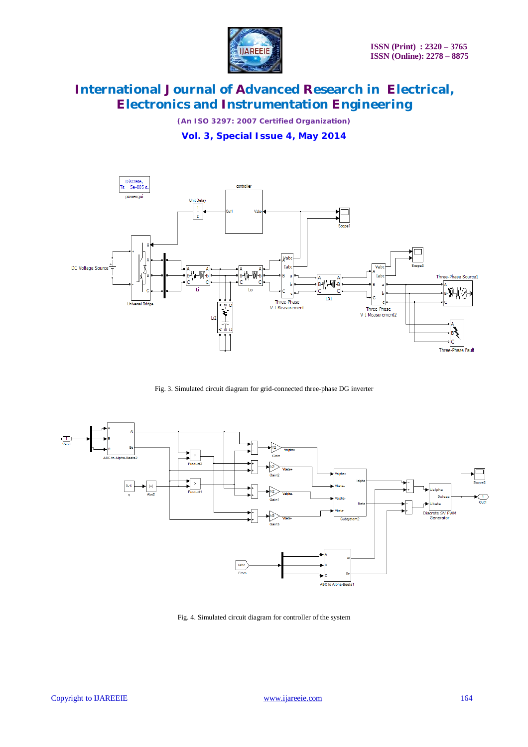Fig. 3. Simulated circuit diagram for grid-connected three-phase DG inverter

Fig. 4. Simulated circuit diagram for controller of the system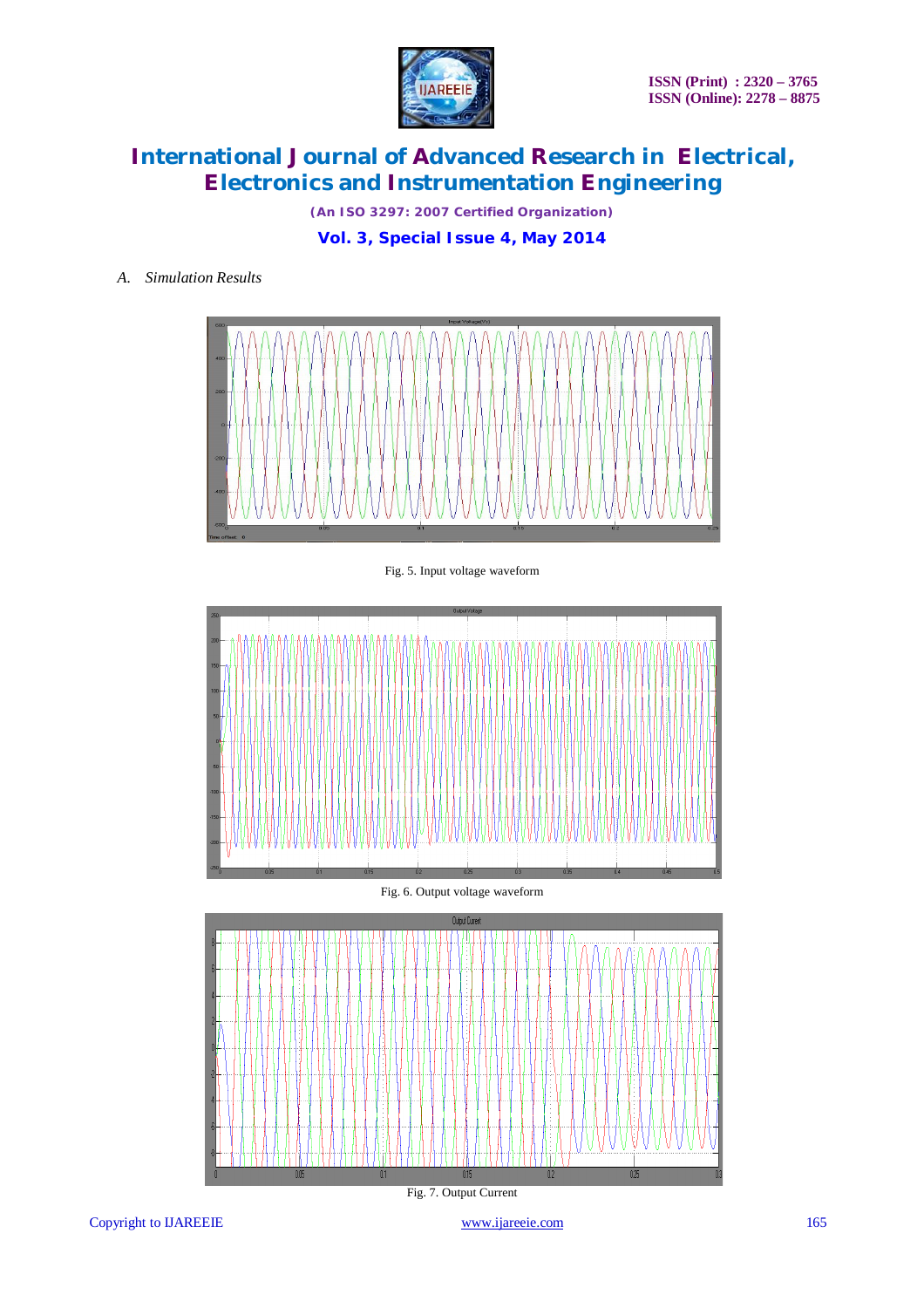*A. Simulation Results*

Fig. 5. Input voltage waveform

Fig. 6. Output voltage waveform

Fig. 7. Output Current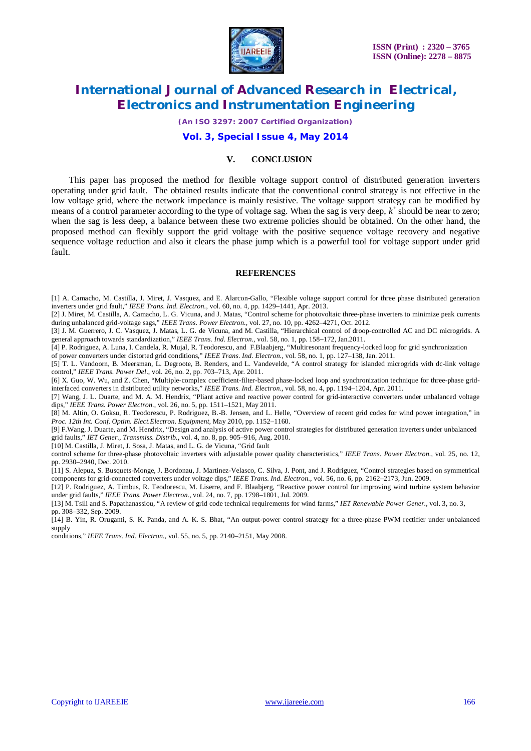## V. CONCLUSION

This paper has proposed the method for flexible voltage support control of distributed generation inverters operating under grid fault. The obtained results indicate that the conventional control strategy is not effective in the low voltage grid, where the network impedance is mainly resistive. The voltage support strategy can be modified by means of a control parameter according to the type of voltage sag. When the sag is very deep, $k^+$ should be near to zero; when the sag is less deep, a balance between these two extreme policies should be obtained. On the other hand, the proposed method can flexibly support the grid voltage with the positive sequence voltage recovery and negative sequence voltage reduction and also it clears the phase jump which is a powerful tool for voltage support under grid fault.

## REFERENCES

[1] A. Camacho, M. Castilla, J. Miret, J. Vasquez, and E. Alarcon-Gallo, "Flexible voltage support control for three phase distributed generation inverters under grid fault," *IEEE Trans. Ind. Electron.*, vol. 60, no. 4, pp. 1429–1441, Apr. 2013.

[2] J. Miret, M. Castilla, A. Camacho, L. G. Vicuna, and J. Matas, "Control scheme for photovoltaic three-phase inverters to minimize peak currents during unbalanced grid-voltage sags," *IEEE Trans. Power Electron.*, vol. 27, no. 10, pp. 4262–4271, Oct. 2012.

[3] J. M. Guerrero, J. C. Vasquez, J. Matas, L. G. de Vicuna, and M. Castilla, "Hierarchical control of droop-controlled AC and DC microgrids. A general approach towards standardization," *IEEE Trans. Ind. Electron.*, vol. 58, no. 1, pp. 158–172, Jan.2011.

[4] P. Rodriguez, A. Luna, I. Candela, R. Mujal, R. Teodorescu, and F.Blaabjerg, "Multiresonant frequency-locked loop for grid synchronization of power converters under distorted grid conditions," *IEEE Trans. Ind. Electron.*, vol. 58, no. 1, pp. 127–138, Jan. 2011.

[5] T. L. Vandoorn, B. Meersman, L. Degroote, B. Renders, and L. Vandevelde, "A control strategy for islanded microgrids with dc-link voltage control," *IEEE Trans. Power Del*., vol. 26, no. 2, pp. 703–713, Apr. 2011.

[6] X. Guo, W. Wu, and Z. Chen, "Multiple-complex coefficient-filter-based phase-locked loop and synchronization technique for three-phase grid-interfaced converters in distributed utility networks," *IEEE Trans. Ind. Electron*., vol. 58, no. 4, pp. 1194–1204, Apr. 2011.

[7] Wang, J. L. Duarte, and M. A. M. Hendrix, "Pliant active and reactive power control for grid-interactive converters under unbalanced voltage dips," *IEEE Trans. Power Electron.*, vol. 26, no. 5, pp. 1511–1521, May 2011.

[8] M. Altin, O. Goksu, R. Teodorescu, P. Rodriguez, B.-B. Jensen, and L. Helle, "Overview of recent grid codes for wind power integration," in *Proc. 12th Int. Conf. Optim. Elect.Electron. Equipment*, May 2010, pp. 1152–1160.

[9] F.Wang, J. Duarte, and M. Hendrix, "Design and analysis of active power control strategies for distributed generation inverters under unbalanced grid faults," *IET Gener., Transmiss. Distrib.*, vol. 4, no. 8, pp. 905–916, Aug. 2010.

[10] M. Castilla, J. Miret, J. Sosa, J. Matas, and L. G. de Vicuna, "Grid fault control scheme for three-phase photovoltaic inverters with adjustable power quality characteristics," *IEEE Trans. Power Electron.*, vol. 25, no. 12, pp. 2930–2940, Dec. 2010.

[11] S. Alepuz, S. Busquets-Monge, J. Bordonau, J. Martinez-Velasco, C. Silva, J. Pont, and J. Rodriguez, "Control strategies based on symmetrical components for grid-connected converters under voltage dips," *IEEE Trans. Ind. Electron.*, vol. 56, no. 6, pp. 2162–2173, Jun. 2009.

[12] P. Rodriguez, A. Timbus, R. Teodorescu, M. Liserre, and F. Blaabjerg, "Reactive power control for improving wind turbine system behavior under grid faults," *IEEE Trans. Power Electron.*, vol. 24, no. 7, pp. 1798–1801, Jul. 2009.

[13] M. Tsili and S. Papathanassiou, "A review of grid code technical requirements for wind farms," *IET Renewable Power Gener.*, vol. 3, no. 3, pp. 308–332, Sep. 2009.

[14] B. Yin, R. Oruganti, S. K. Panda, and A. K. S. Bhat, "An output-power control strategy for a three-phase PWM rectifier under unbalanced supply conditions," *IEEE Trans. Ind. Electron.*, vol. 55, no. 5, pp. 2140–2151, May 2008.